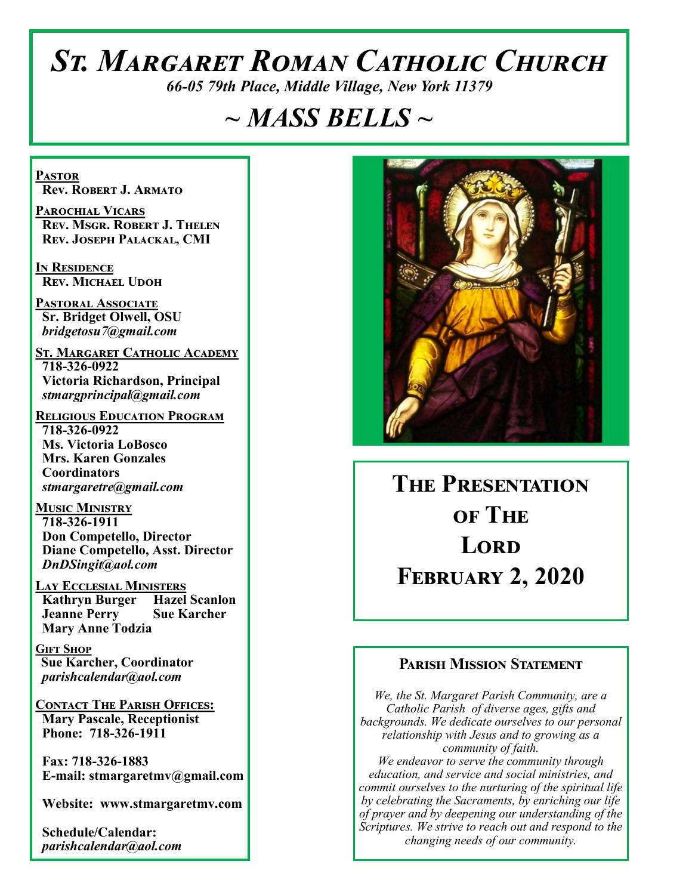# *St. Margaret Roman Catholic Church*

*66-05 79th Place, Middle Village, New York 11379*

## *~ MASS BELLS ~*

**Pastor**
**Rev. Robert J. Armato**

**Parochial Vicars**
**Rev. Msgr. Robert J. Thelen**
**Rev. Joseph Palackal, CMI**

**In Residence**
**Rev. Michael Udoh**

**Pastoral Associate**
**Sr. Bridget Olwell, OSU**
*bridgetosu7@gmail.com*

**St. Margaret Catholic Academy**
**718-326-0922**
**Victoria Richardson, Principal**
*stmargprincipal@gmail.com*

**Religious Education Program**
**718-326-0922**
**Ms. Victoria LoBosco**
**Mrs. Karen Gonzales**
**Coordinators**
*stmargaretre@gmail.com*

**Music Ministry**
**718-326-1911**
**Don Competello, Director**
**Diane Competello, Asst. Director**
*DnDSingit@aol.com*

**Lay Ecclesial Ministers**
**Kathryn Burger**
**Hazel Scanlon**
**Jeanne Perry**
**Sue Karcher**
**Mary Anne Todzia**

**Gift Shop**
**Sue Karcher, Coordinator**
*parishcalendar@aol.com*

**Contact The Parish Offices:**
**Mary Pascale, Receptionist**
**Phone: 718-326-1911**

**Fax: 718-326-1883**
**E-mail: stmargaretmv@gmail.com**

**Website: www.stmargaretmv.com**

**Schedule/Calendar:**
*parishcalendar@aol.com*

# The Presentation of The Lord
# February 2, 2020

### Parish Mission Statement

*We, the St. Margaret Parish Community, are a Catholic Parish of diverse ages, gifts and backgrounds. We dedicate ourselves to our personal relationship with Jesus and to growing as a community of faith.*
*We endeavor to serve the community through education, and service and social ministries, and commit ourselves to the nurturing of the spiritual life by celebrating the Sacraments, by enriching our life of prayer and by deepening our understanding of the Scriptures. We strive to reach out and respond to the changing needs of our community.*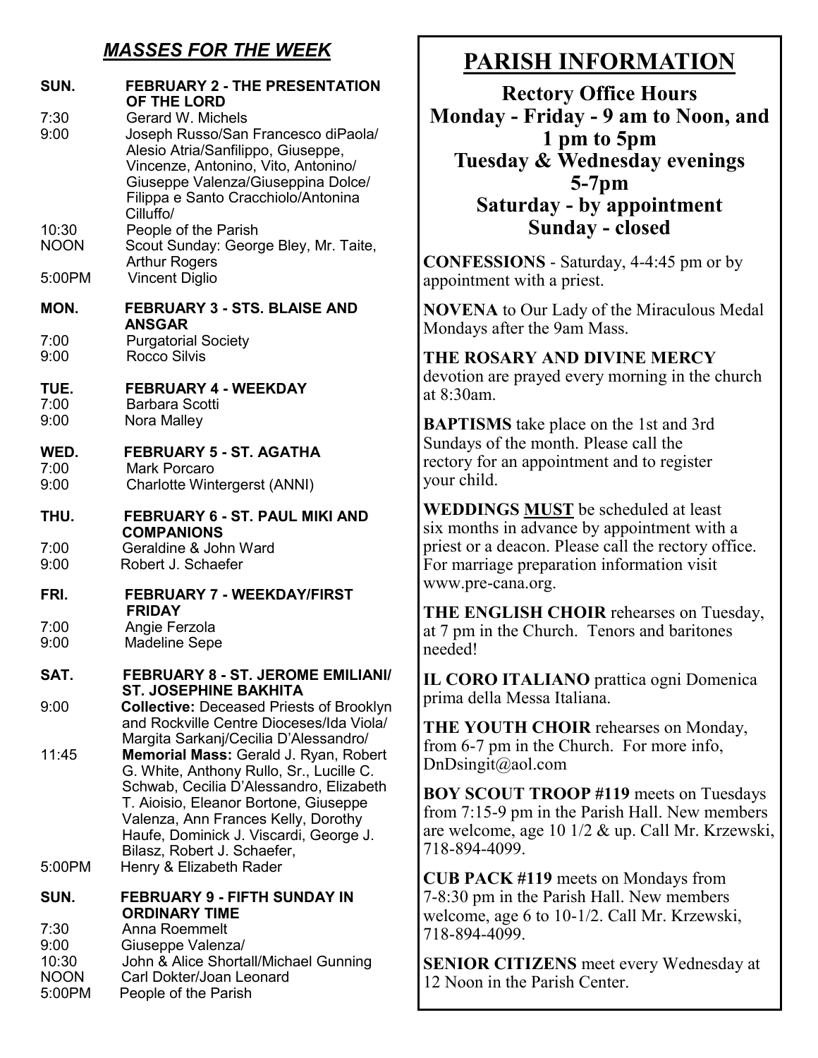## *MASSES FOR THE WEEK*

**SUN. FEBRUARY 2 - THE PRESENTATION OF THE LORD**

| | |
|---|---|
| 7:30 | Gerard W. Michels |
| 9:00 | Joseph Russo/San Francesco diPaola/ Alesio Atria/Sanfilippo, Giuseppe, Vincenze, Antonino, Vito, Antonino/ Giuseppe Valenza/Giuseppina Dolce/ Filippa e Santo Cracchiolo/Antonina Cilluffo/ |
| 10:30 | People of the Parish |
| NOON | Scout Sunday: George Bley, Mr. Taite, Arthur Rogers |
| 5:00PM | Vincent Diglio |

**MON. FEBRUARY 3 - STS. BLAISE AND ANSGAR**

| | |
|---|---|
| 7:00 | Purgatorial Society |
| 9:00 | Rocco Silvis |

**TUE. FEBRUARY 4 - WEEKDAY**

| | |
|---|---|
| 7:00 | Barbara Scotti |
| 9:00 | Nora Malley |

**WED. FEBRUARY 5 - ST. AGATHA**

| | |
|---|---|
| 7:00 | Mark Porcaro |
| 9:00 | Charlotte Wintergerst (ANNI) |

**THU. FEBRUARY 6 - ST. PAUL MIKI AND COMPANIONS**

| | |
|---|---|
| 7:00 | Geraldine & John Ward |
| 9:00 | Robert J. Schaefer |

**FRI. FEBRUARY 7 - WEEKDAY/FIRST FRIDAY**

| | |
|---|---|
| 7:00 | Angie Ferzola |
| 9:00 | Madeline Sepe |

**SAT. FEBRUARY 8 - ST. JEROME EMILIANI/ ST. JOSEPHINE BAKHITA**

| | |
|---|---|
| 9:00 | **Collective:** Deceased Priests of Brooklyn and Rockville Centre Dioceses/Ida Viola/ Margita Sarkanj/Cecilia D'Alessandro/ |
| 11:45 | **Memorial Mass:** Gerald J. Ryan, Robert G. White, Anthony Rullo, Sr., Lucille C. Schwab, Cecilia D'Alessandro, Elizabeth T. Aioisio, Eleanor Bortone, Giuseppe Valenza, Ann Frances Kelly, Dorothy Haufe, Dominick J. Viscardi, George J. Bilasz, Robert J. Schaefer, |
| 5:00PM | Henry & Elizabeth Rader |

**SUN. FEBRUARY 9 - FIFTH SUNDAY IN ORDINARY TIME**

| | |
|---|---|
| 7:30 | Anna Roemmelt |
| 9:00 | Giuseppe Valenza/ |
| 10:30 | John & Alice Shortall/Michael Gunning |
| NOON | Carl Dokter/Joan Leonard |
| 5:00PM | People of the Parish |

# PARISH INFORMATION

**Rectory Office Hours**
**Monday - Friday - 9 am to Noon, and 1 pm to 5pm**
**Tuesday & Wednesday evenings 5-7pm**
**Saturday - by appointment**
**Sunday - closed**

**CONFESSIONS** - Saturday, 4-4:45 pm or by appointment with a priest.

**NOVENA** to Our Lady of the Miraculous Medal Mondays after the 9am Mass.

**THE ROSARY AND DIVINE MERCY** devotion are prayed every morning in the church at 8:30am.

**BAPTISMS** take place on the 1st and 3rd Sundays of the month. Please call the rectory for an appointment and to register your child.

**WEDDINGS <u>MUST</u>** be scheduled at least six months in advance by appointment with a priest or a deacon. Please call the rectory office. For marriage preparation information visit www.pre-cana.org.

**THE ENGLISH CHOIR** rehearses on Tuesday, at 7 pm in the Church. Tenors and baritones needed!

**IL CORO ITALIANO** prattica ogni Domenica prima della Messa Italiana.

**THE YOUTH CHOIR** rehearses on Monday, from 6-7 pm in the Church. For more info, DnDsingit@aol.com

**BOY SCOUT TROOP #119** meets on Tuesdays from 7:15-9 pm in the Parish Hall. New members are welcome, age 10 1/2 & up. Call Mr. Krzewski, 718-894-4099.

**CUB PACK #119** meets on Mondays from 7-8:30 pm in the Parish Hall. New members welcome, age 6 to 10-1/2. Call Mr. Krzewski, 718-894-4099.

**SENIOR CITIZENS** meet every Wednesday at 12 Noon in the Parish Center.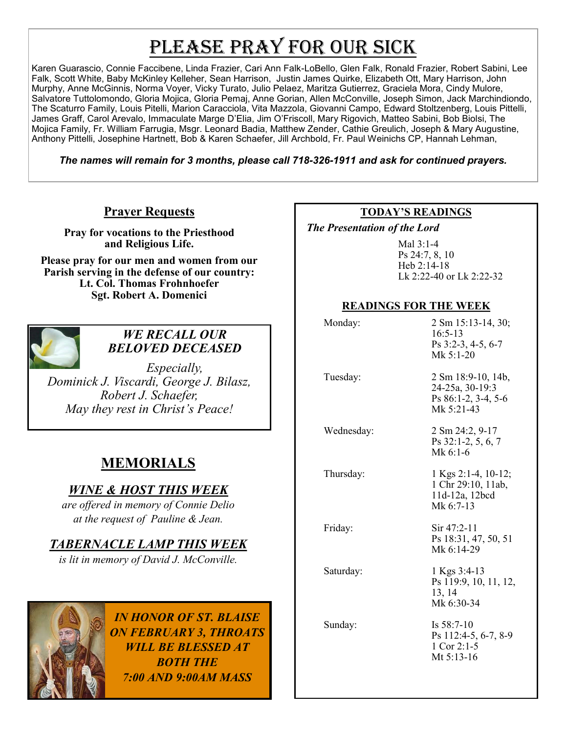# Please Pray for Our Sick

Karen Guarascio, Connie Faccibene, Linda Frazier, Cari Ann Falk-LoBello, Glen Falk, Ronald Frazier, Robert Sabini, Lee Falk, Scott White, Baby McKinley Kelleher, Sean Harrison, Justin James Quirke, Elizabeth Ott, Mary Harrison, John Murphy, Anne McGinnis, Norma Voyer, Vicky Turato, Julio Pelaez, Maritza Gutierrez, Graciela Mora, Cindy Mulore, Salvatore Tuttolomondo, Gloria Mojica, Gloria Pemaj, Anne Gorian, Allen McConville, Joseph Simon, Jack Marchindiondo, The Scaturro Family, Louis Pitelli, Marion Caracciola, Vita Mazzola, Giovanni Campo, Edward Stoltzenberg, Louis Pittelli, James Graff, Carol Arevalo, Immaculate Marge D'Elia, Jim O'Friscoll, Mary Rigovich, Matteo Sabini, Bob Biolsi, The Mojica Family, Fr. William Farrugia, Msgr. Leonard Badia, Matthew Zender, Cathie Greulich, Joseph & Mary Augustine, Anthony Pittelli, Josephine Hartnett, Bob & Karen Schaefer, Jill Archbold, Fr. Paul Weinichs CP, Hannah Lehman,

***The names will remain for 3 months, please call 718-326-1911 and ask for continued prayers.***

## Prayer Requests

**Pray for vocations to the Priesthood and Religious Life.**

**Please pray for our men and women from our Parish serving in the defense of our country:**
**Lt. Col. Thomas Frohnhoefer**
**Sgt. Robert A. Domenici**

### *WE RECALL OUR BELOVED DECEASED*

*Especially,*
*Dominick J. Viscardi, George J. Bilasz, Robert J. Schaefer,*
*May they rest in Christ's Peace!*

## MEMORIALS

### *WINE & HOST THIS WEEK*

*are offered in memory of Connie Delio at the request of Pauline & Jean.*

### *TABERNACLE LAMP THIS WEEK*

*is lit in memory of David J. McConville.*

***IN HONOR OF ST. BLAISE ON FEBRUARY 3, THROATS WILL BE BLESSED AT BOTH THE 7:00 AND 9:00AM MASS***

## TODAY'S READINGS

***The Presentation of the Lord***

Mal 3:1-4
Ps 24:7, 8, 10
Heb 2:14-18
Lk 2:22-40 or Lk 2:22-32

## READINGS FOR THE WEEK

| | |
|---|---|
| Monday: | 2 Sm 15:13-14, 30; 16:5-13<br>Ps 3:2-3, 4-5, 6-7<br>Mk 5:1-20 |
| Tuesday: | 2 Sm 18:9-10, 14b, 24-25a, 30-19:3<br>Ps 86:1-2, 3-4, 5-6<br>Mk 5:21-43 |
| Wednesday: | 2 Sm 24:2, 9-17<br>Ps 32:1-2, 5, 6, 7<br>Mk 6:1-6 |
| Thursday: | 1 Kgs 2:1-4, 10-12; 1 Chr 29:10, 11ab, 11d-12a, 12bcd<br>Mk 6:7-13 |
| Friday: | Sir 47:2-11<br>Ps 18:31, 47, 50, 51<br>Mk 6:14-29 |
| Saturday: | 1 Kgs 3:4-13<br>Ps 119:9, 10, 11, 12, 13, 14<br>Mk 6:30-34 |
| Sunday: | Is 58:7-10<br>Ps 112:4-5, 6-7, 8-9<br>1 Cor 2:1-5<br>Mt 5:13-16 |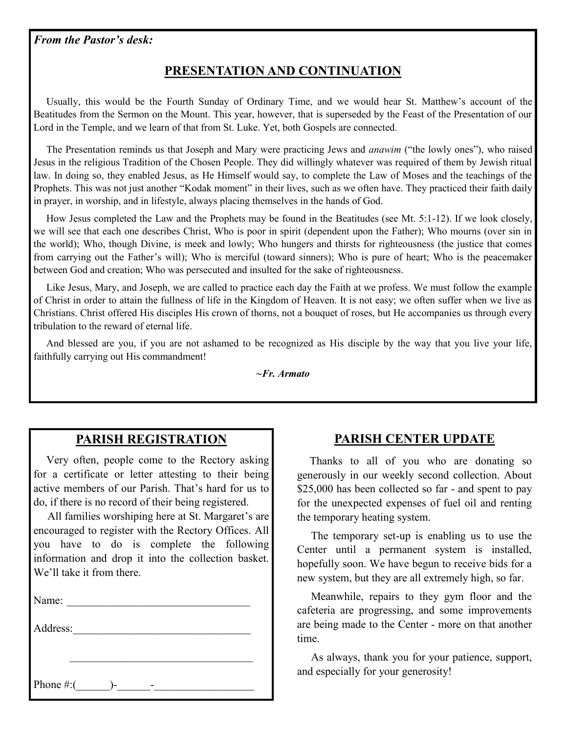*From the Pastor's desk:*

## PRESENTATION AND CONTINUATION

Usually, this would be the Fourth Sunday of Ordinary Time, and we would hear St. Matthew's account of the Beatitudes from the Sermon on the Mount. This year, however, that is superseded by the Feast of the Presentation of our Lord in the Temple, and we learn of that from St. Luke. Yet, both Gospels are connected.

The Presentation reminds us that Joseph and Mary were practicing Jews and *anawim* ("the lowly ones"), who raised Jesus in the religious Tradition of the Chosen People. They did willingly whatever was required of them by Jewish ritual law. In doing so, they enabled Jesus, as He Himself would say, to complete the Law of Moses and the teachings of the Prophets. This was not just another "Kodak moment" in their lives, such as we often have. They practiced their faith daily in prayer, in worship, and in lifestyle, always placing themselves in the hands of God.

How Jesus completed the Law and the Prophets may be found in the Beatitudes (see Mt. 5:1-12). If we look closely, we will see that each one describes Christ, Who is poor in spirit (dependent upon the Father); Who mourns (over sin in the world); Who, though Divine, is meek and lowly; Who hungers and thirsts for righteousness (the justice that comes from carrying out the Father's will); Who is merciful (toward sinners); Who is pure of heart; Who is the peacemaker between God and creation; Who was persecuted and insulted for the sake of righteousness.

Like Jesus, Mary, and Joseph, we are called to practice each day the Faith at we profess. We must follow the example of Christ in order to attain the fullness of life in the Kingdom of Heaven. It is not easy; we often suffer when we live as Christians. Christ offered His disciples His crown of thorns, not a bouquet of roses, but He accompanies us through every tribulation to the reward of eternal life.

And blessed are you, if you are not ashamed to be recognized as His disciple by the way that you live your life, faithfully carrying out His commandment!

***~Fr. Armato***

## PARISH REGISTRATION

Very often, people come to the Rectory asking for a certificate or letter attesting to their being active members of our Parish. That's hard for us to do, if there is no record of their being registered.

All families worshiping here at St. Margaret's are encouraged to register with the Rectory Offices. All you have to do is complete the following information and drop it into the collection basket. We'll take it from there.

Name: ________________________________

Address:_______________________________

________________________________

Phone #:(______)-______-_________________

## PARISH CENTER UPDATE

Thanks to all of you who are donating so generously in our weekly second collection. About $25,000 has been collected so far - and spent to pay for the unexpected expenses of fuel oil and renting the temporary heating system.

The temporary set-up is enabling us to use the Center until a permanent system is installed, hopefully soon. We have begun to receive bids for a new system, but they are all extremely high, so far.

Meanwhile, repairs to they gym floor and the cafeteria are progressing, and some improvements are being made to the Center - more on that another time.

As always, thank you for your patience, support, and especially for your generosity!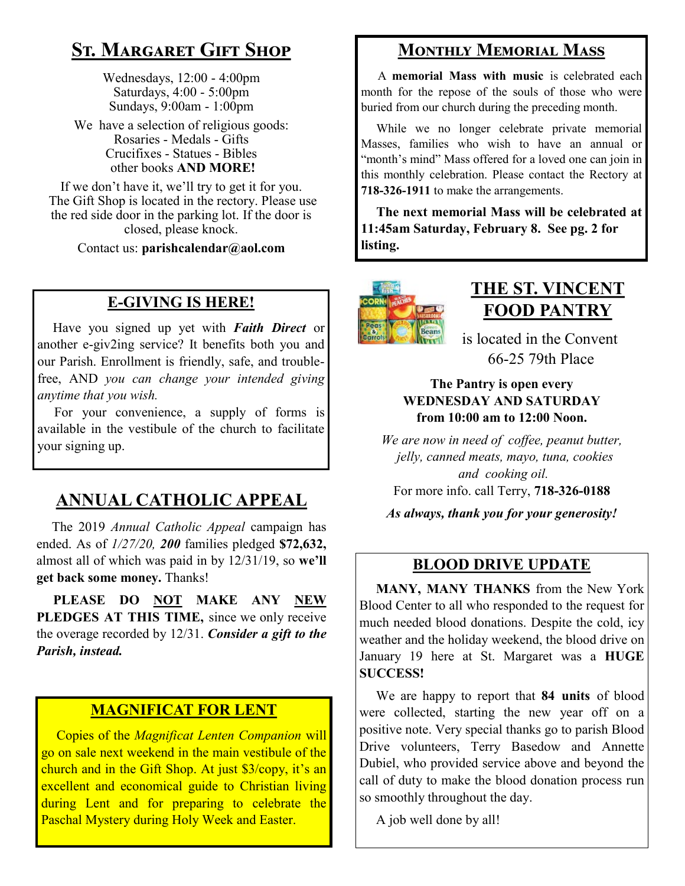## St. Margaret Gift Shop

Wednesdays, 12:00 - 4:00pm
Saturdays, 4:00 - 5:00pm
Sundays, 9:00am - 1:00pm

We have a selection of religious goods:
Rosaries - Medals - Gifts
Crucifixes - Statues - Bibles
other books **AND MORE!**

If we don't have it, we'll try to get it for you. The Gift Shop is located in the rectory. Please use the red side door in the parking lot. If the door is closed, please knock.

Contact us: **parishcalendar@aol.com**

## E-GIVING IS HERE!

Have you signed up yet with ***Faith Direct*** or another e-giv2ing service? It benefits both you and our Parish. Enrollment is friendly, safe, and trouble-free, AND *you can change your intended giving anytime that you wish.*

For your convenience, a supply of forms is available in the vestibule of the church to facilitate your signing up.

## ANNUAL CATHOLIC APPEAL

The 2019 *Annual Catholic Appeal* campaign has ended. As of *1/27/20,* ***200*** families pledged **$72,632,** almost all of which was paid in by 12/31/19, so **we'll get back some money.** Thanks!

**PLEASE DO NOT MAKE ANY NEW PLEDGES AT THIS TIME,** since we only receive the overage recorded by 12/31. ***Consider a gift to the Parish, instead.***

## MAGNIFICAT FOR LENT

Copies of the *Magnificat Lenten Companion* will go on sale next weekend in the main vestibule of the church and in the Gift Shop. At just $3/copy, it's an excellent and economical guide to Christian living during Lent and for preparing to celebrate the Paschal Mystery during Holy Week and Easter.

## Monthly Memorial Mass

A **memorial Mass with music** is celebrated each month for the repose of the souls of those who were buried from our church during the preceding month.

While we no longer celebrate private memorial Masses, families who wish to have an annual or "month's mind" Mass offered for a loved one can join in this monthly celebration. Please contact the Rectory at **718-326-1911** to make the arrangements.

**The next memorial Mass will be celebrated at 11:45am Saturday, February 8. See pg. 2 for listing.**

## THE ST. VINCENT FOOD PANTRY

is located in the Convent
66-25 79th Place

**The Pantry is open every WEDNESDAY AND SATURDAY from 10:00 am to 12:00 Noon.**

*We are now in need of coffee, peanut butter, jelly, canned meats, mayo, tuna, cookies and cooking oil.*

For more info. call Terry, **718-326-0188**

***As always, thank you for your generosity!***

## BLOOD DRIVE UPDATE

**MANY, MANY THANKS** from the New York Blood Center to all who responded to the request for much needed blood donations. Despite the cold, icy weather and the holiday weekend, the blood drive on January 19 here at St. Margaret was a **HUGE SUCCESS!**

We are happy to report that **84 units** of blood were collected, starting the new year off on a positive note. Very special thanks go to parish Blood Drive volunteers, Terry Basedow and Annette Dubiel, who provided service above and beyond the call of duty to make the blood donation process run so smoothly throughout the day.

A job well done by all!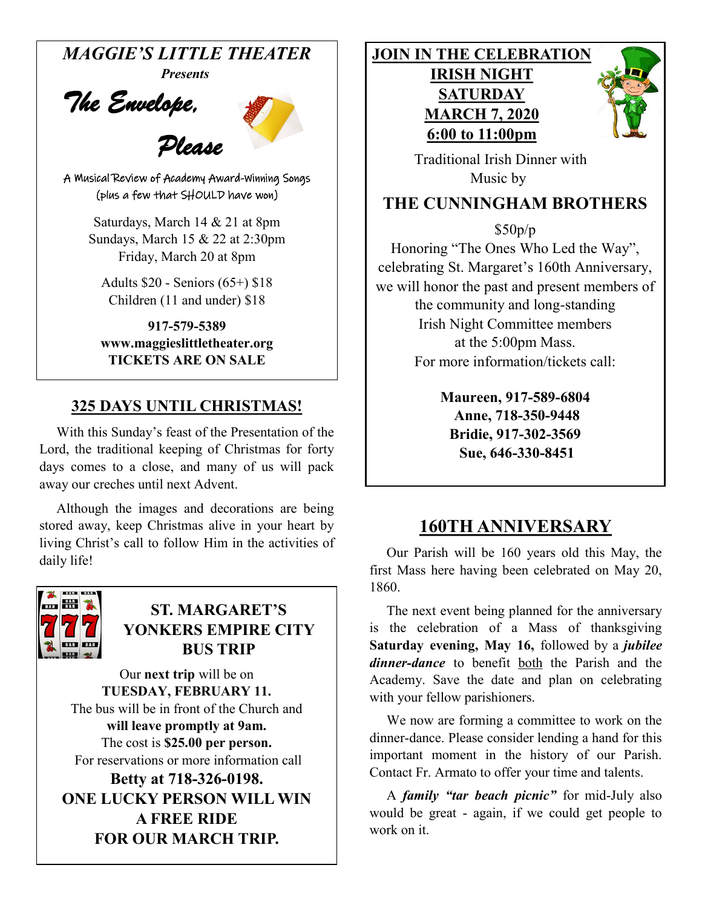## *MAGGIE'S LITTLE THEATER*

***Presents***

# *The Envelope, Please*

A Musical Review of Academy Award-Winning Songs
(plus a few that SHOULD have won)

Saturdays, March 14 & 21 at 8pm
Sundays, March 15 & 22 at 2:30pm
Friday, March 20 at 8pm

Adults $20 - Seniors (65+) $18
Children (11 and under) $18

**917-579-5389**
**www.maggieslittletheater.org**
**TICKETS ARE ON SALE**

## 325 DAYS UNTIL CHRISTMAS!

With this Sunday's feast of the Presentation of the Lord, the traditional keeping of Christmas for forty days comes to a close, and many of us will pack away our creches until next Advent.

Although the images and decorations are being stored away, keep Christmas alive in your heart by living Christ's call to follow Him in the activities of daily life!

## ST. MARGARET'S YONKERS EMPIRE CITY BUS TRIP

Our **next trip** will be on
**TUESDAY, FEBRUARY 11.**
The bus will be in front of the Church and
**will leave promptly at 9am.**
The cost is **$25.00 per person.**
For reservations or more information call
**Betty at 718-326-0198.**
**ONE LUCKY PERSON WILL WIN A FREE RIDE FOR OUR MARCH TRIP.**

## JOIN IN THE CELEBRATION

**IRISH NIGHT**
**SATURDAY**
**MARCH 7, 2020**
**6:00 to 11:00pm**

Traditional Irish Dinner with Music by

## THE CUNNINGHAM BROTHERS

$50p/p

Honoring "The Ones Who Led the Way", celebrating St. Margaret's 160th Anniversary, we will honor the past and present members of the community and long-standing Irish Night Committee members at the 5:00pm Mass.
For more information/tickets call:

**Maureen, 917-589-6804**
**Anne, 718-350-9448**
**Bridie, 917-302-3569**
**Sue, 646-330-8451**

## 160TH ANNIVERSARY

Our Parish will be 160 years old this May, the first Mass here having been celebrated on May 20, 1860.

The next event being planned for the anniversary is the celebration of a Mass of thanksgiving **Saturday evening, May 16,** followed by a ***jubilee dinner-dance*** to benefit both the Parish and the Academy. Save the date and plan on celebrating with your fellow parishioners.

We now are forming a committee to work on the dinner-dance. Please consider lending a hand for this important moment in the history of our Parish. Contact Fr. Armato to offer your time and talents.

A ***family "tar beach picnic"*** for mid-July also would be great - again, if we could get people to work on it.